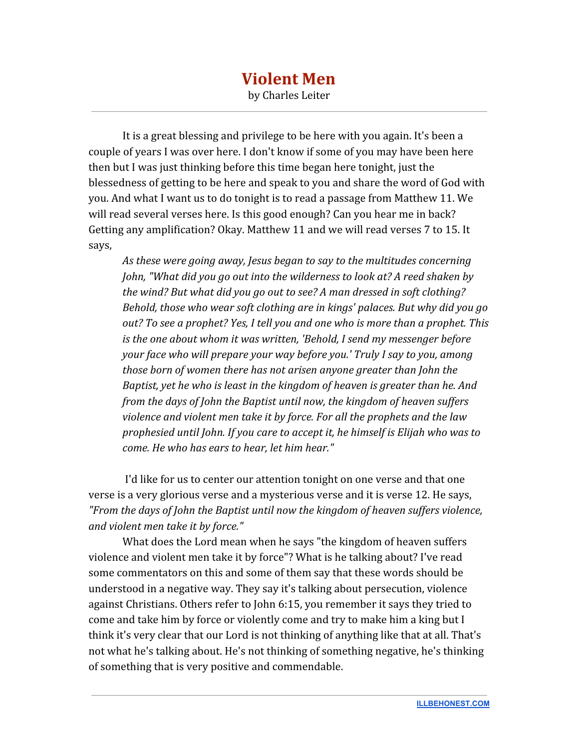# Violent Men

by Charles Leiter

It is a great blessing and privilege to be here with you again. It's been a couple of years I was over here. I don't know if some of you may have been here then but I was just thinking before this time began here tonight, just the blessedness of getting to be here and speak to you and share the word of God with you. And what I want us to do tonight is to read a passage from Matthew 11. We will read several verses here. Is this good enough? Can you hear me in back? Getting any amplification? Okay. Matthew 11 and we will read verses 7 to 15. It says,

> *As these were going away, Jesus began to say to the multitudes concerning John, "What did you go out into the wilderness to look at? A reed shaken by the wind? But what did you go out to see? A man dressed in soft clothing? Behold, those who wear soft clothing are in kings' palaces. But why did you go out? To see a prophet? Yes, I tell you and one who is more than a prophet. This is the one about whom it was written, 'Behold, I send my messenger before your face who will prepare your way before you.' Truly I say to you, among those born of women there has not arisen anyone greater than John the Baptist, yet he who is least in the kingdom of heaven is greater than he. And from the days of John the Baptist until now, the kingdom of heaven suffers violence and violent men take it by force. For all the prophets and the law prophesied until John. If you care to accept it, he himself is Elijah who was to come. He who has ears to hear, let him hear."*

I'd like for us to center our attention tonight on one verse and that one verse is a very glorious verse and a mysterious verse and it is verse 12. He says, *"From the days of John the Baptist until now the kingdom of heaven suffers violence, and violent men take it by force."*

What does the Lord mean when he says "the kingdom of heaven suffers violence and violent men take it by force"? What is he talking about? I've read some commentators on this and some of them say that these words should be understood in a negative way. They say it's talking about persecution, violence against Christians. Others refer to John 6:15, you remember it says they tried to come and take him by force or violently come and try to make him a king but I think it's very clear that our Lord is not thinking of anything like that at all. That's not what he's talking about. He's not thinking of something negative, he's thinking of something that is very positive and commendable.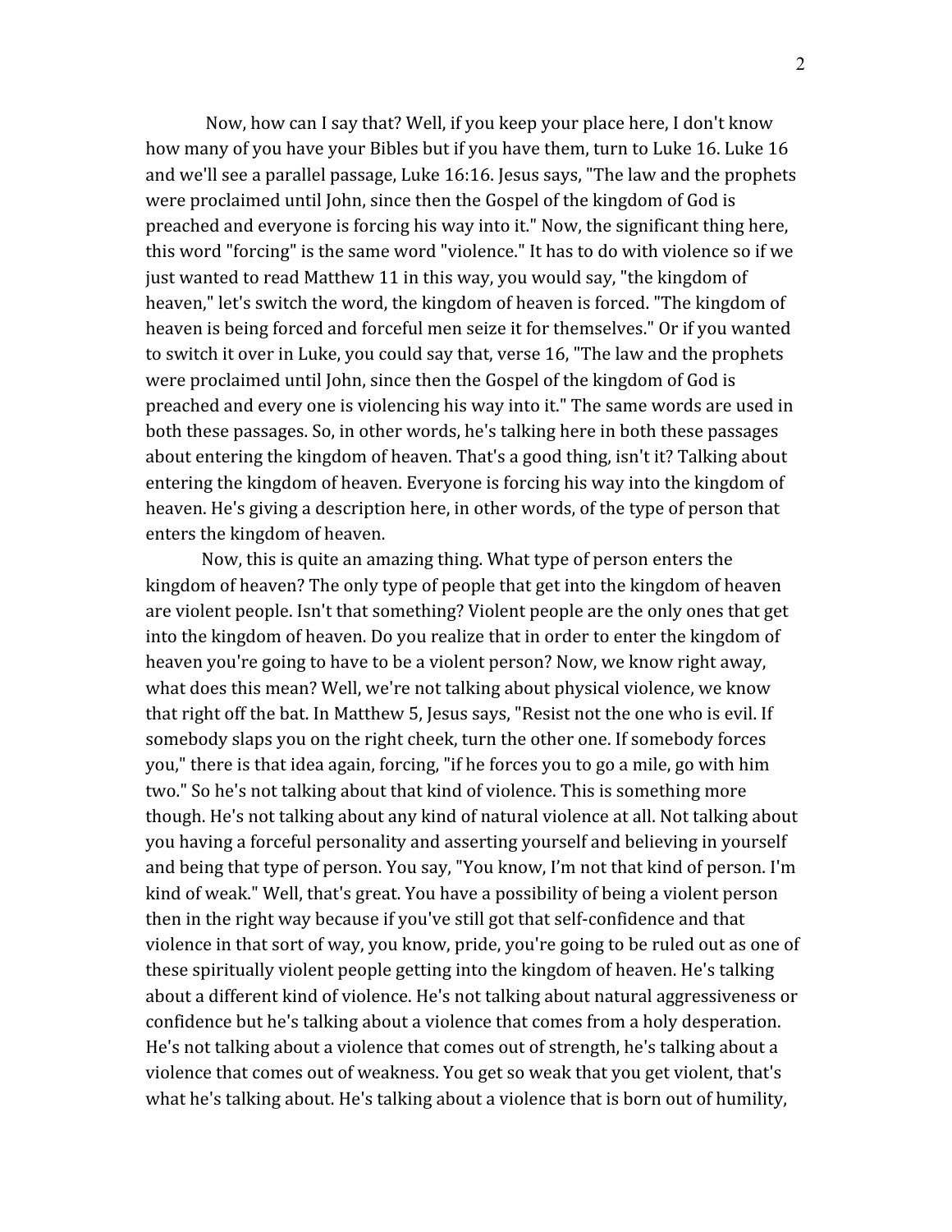Now, how can I say that? Well, if you keep your place here, I don't know how many of you have your Bibles but if you have them, turn to Luke 16. Luke 16 and we'll see a parallel passage, Luke 16:16. Jesus says, "The law and the prophets were proclaimed until John, since then the Gospel of the kingdom of God is preached and everyone is forcing his way into it." Now, the significant thing here, this word "forcing" is the same word "violence." It has to do with violence so if we just wanted to read Matthew 11 in this way, you would say, "the kingdom of heaven," let's switch the word, the kingdom of heaven is forced. "The kingdom of heaven is being forced and forceful men seize it for themselves." Or if you wanted to switch it over in Luke, you could say that, verse 16, "The law and the prophets were proclaimed until John, since then the Gospel of the kingdom of God is preached and every one is violencing his way into it." The same words are used in both these passages. So, in other words, he's talking here in both these passages about entering the kingdom of heaven. That's a good thing, isn't it? Talking about entering the kingdom of heaven. Everyone is forcing his way into the kingdom of heaven. He's giving a description here, in other words, of the type of person that enters the kingdom of heaven.

Now, this is quite an amazing thing. What type of person enters the kingdom of heaven? The only type of people that get into the kingdom of heaven are violent people. Isn't that something? Violent people are the only ones that get into the kingdom of heaven. Do you realize that in order to enter the kingdom of heaven you're going to have to be a violent person? Now, we know right away, what does this mean? Well, we're not talking about physical violence, we know that right off the bat. In Matthew 5, Jesus says, "Resist not the one who is evil. If somebody slaps you on the right cheek, turn the other one. If somebody forces you," there is that idea again, forcing, "if he forces you to go a mile, go with him two." So he's not talking about that kind of violence. This is something more though. He's not talking about any kind of natural violence at all. Not talking about you having a forceful personality and asserting yourself and believing in yourself and being that type of person. You say, "You know, I'm not that kind of person. I'm kind of weak." Well, that's great. You have a possibility of being a violent person then in the right way because if you've still got that self-confidence and that violence in that sort of way, you know, pride, you're going to be ruled out as one of these spiritually violent people getting into the kingdom of heaven. He's talking about a different kind of violence. He's not talking about natural aggressiveness or confidence but he's talking about a violence that comes from a holy desperation. He's not talking about a violence that comes out of strength, he's talking about a violence that comes out of weakness. You get so weak that you get violent, that's what he's talking about. He's talking about a violence that is born out of humility,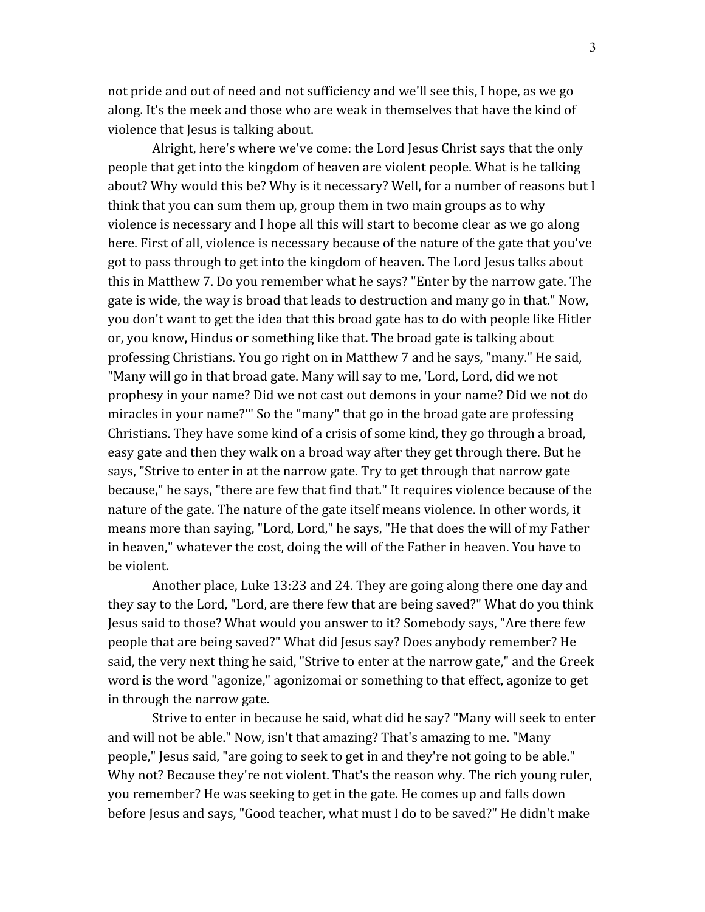not pride and out of need and not sufficiency and we'll see this, I hope, as we go along. It's the meek and those who are weak in themselves that have the kind of violence that Jesus is talking about.

Alright, here's where we've come: the Lord Jesus Christ says that the only people that get into the kingdom of heaven are violent people. What is he talking about? Why would this be? Why is it necessary? Well, for a number of reasons but I think that you can sum them up, group them in two main groups as to why violence is necessary and I hope all this will start to become clear as we go along here. First of all, violence is necessary because of the nature of the gate that you've got to pass through to get into the kingdom of heaven. The Lord Jesus talks about this in Matthew 7. Do you remember what he says? "Enter by the narrow gate. The gate is wide, the way is broad that leads to destruction and many go in that." Now, you don't want to get the idea that this broad gate has to do with people like Hitler or, you know, Hindus or something like that. The broad gate is talking about professing Christians. You go right on in Matthew 7 and he says, "many." He said, "Many will go in that broad gate. Many will say to me, 'Lord, Lord, did we not prophesy in your name? Did we not cast out demons in your name? Did we not do miracles in your name?'" So the "many" that go in the broad gate are professing Christians. They have some kind of a crisis of some kind, they go through a broad, easy gate and then they walk on a broad way after they get through there. But he says, "Strive to enter in at the narrow gate. Try to get through that narrow gate because," he says, "there are few that find that." It requires violence because of the nature of the gate. The nature of the gate itself means violence. In other words, it means more than saying, "Lord, Lord," he says, "He that does the will of my Father in heaven," whatever the cost, doing the will of the Father in heaven. You have to be violent.

Another place, Luke 13:23 and 24. They are going along there one day and they say to the Lord, "Lord, are there few that are being saved?" What do you think Jesus said to those? What would you answer to it? Somebody says, "Are there few people that are being saved?" What did Jesus say? Does anybody remember? He said, the very next thing he said, "Strive to enter at the narrow gate," and the Greek word is the word "agonize," agonizomai or something to that effect, agonize to get in through the narrow gate.

Strive to enter in because he said, what did he say? "Many will seek to enter and will not be able." Now, isn't that amazing? That's amazing to me. "Many people," Jesus said, "are going to seek to get in and they're not going to be able." Why not? Because they're not violent. That's the reason why. The rich young ruler, you remember? He was seeking to get in the gate. He comes up and falls down before Jesus and says, "Good teacher, what must I do to be saved?" He didn't make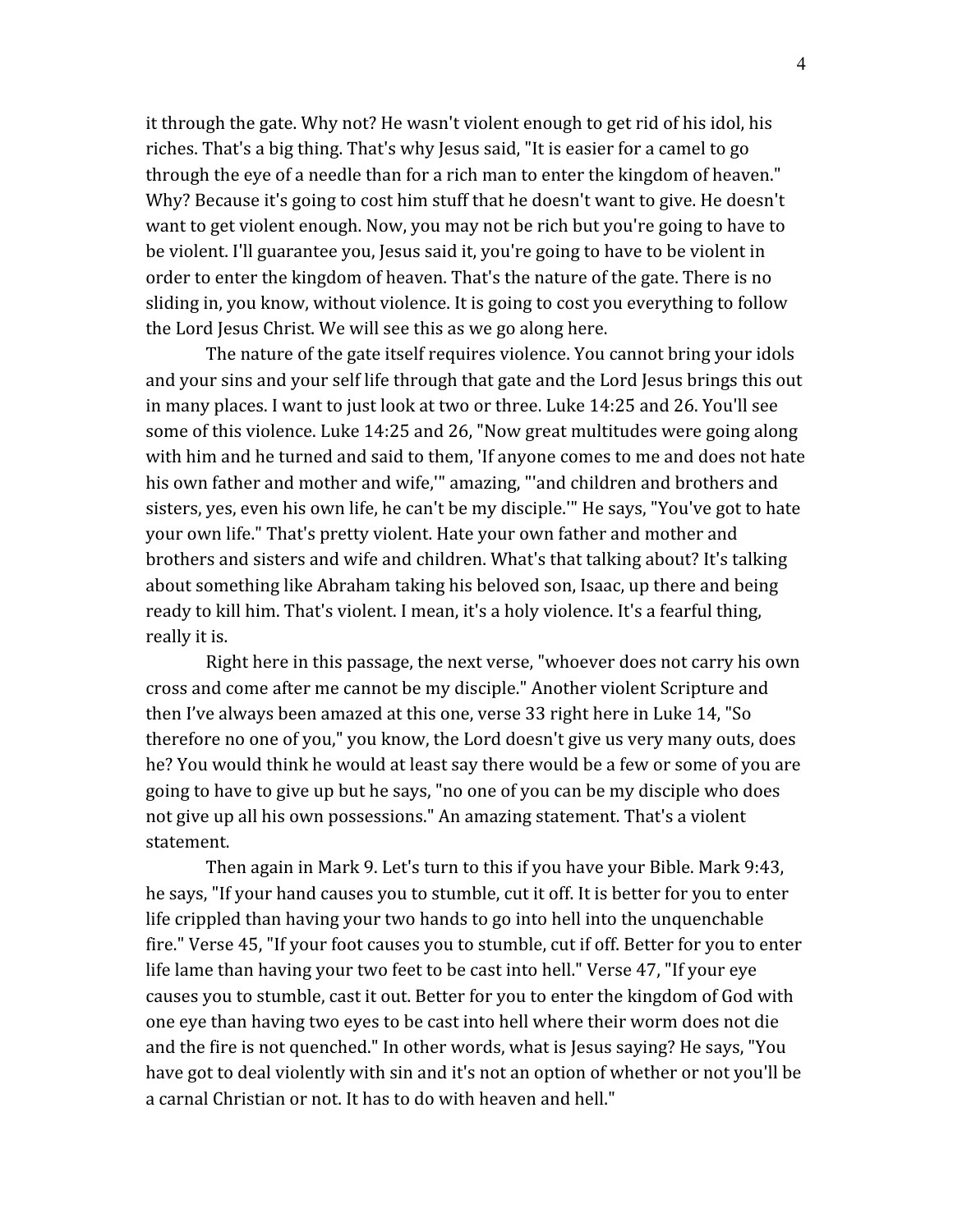it through the gate. Why not? He wasn't violent enough to get rid of his idol, his riches. That's a big thing. That's why Jesus said, "It is easier for a camel to go through the eye of a needle than for a rich man to enter the kingdom of heaven." Why? Because it's going to cost him stuff that he doesn't want to give. He doesn't want to get violent enough. Now, you may not be rich but you're going to have to be violent. I'll guarantee you, Jesus said it, you're going to have to be violent in order to enter the kingdom of heaven. That's the nature of the gate. There is no sliding in, you know, without violence. It is going to cost you everything to follow the Lord Jesus Christ. We will see this as we go along here.

The nature of the gate itself requires violence. You cannot bring your idols and your sins and your self life through that gate and the Lord Jesus brings this out in many places. I want to just look at two or three. Luke 14:25 and 26. You'll see some of this violence. Luke 14:25 and 26, "Now great multitudes were going along with him and he turned and said to them, 'If anyone comes to me and does not hate his own father and mother and wife,'" amazing, "'and children and brothers and sisters, yes, even his own life, he can't be my disciple.'" He says, "You've got to hate your own life." That's pretty violent. Hate your own father and mother and brothers and sisters and wife and children. What's that talking about? It's talking about something like Abraham taking his beloved son, Isaac, up there and being ready to kill him. That's violent. I mean, it's a holy violence. It's a fearful thing, really it is.

Right here in this passage, the next verse, "whoever does not carry his own cross and come after me cannot be my disciple." Another violent Scripture and then I've always been amazed at this one, verse 33 right here in Luke 14, "So therefore no one of you," you know, the Lord doesn't give us very many outs, does he? You would think he would at least say there would be a few or some of you are going to have to give up but he says, "no one of you can be my disciple who does not give up all his own possessions." An amazing statement. That's a violent statement.

Then again in Mark 9. Let's turn to this if you have your Bible. Mark 9:43, he says, "If your hand causes you to stumble, cut it off. It is better for you to enter life crippled than having your two hands to go into hell into the unquenchable fire." Verse 45, "If your foot causes you to stumble, cut if off. Better for you to enter life lame than having your two feet to be cast into hell." Verse 47, "If your eye causes you to stumble, cast it out. Better for you to enter the kingdom of God with one eye than having two eyes to be cast into hell where their worm does not die and the fire is not quenched." In other words, what is Jesus saying? He says, "You have got to deal violently with sin and it's not an option of whether or not you'll be a carnal Christian or not. It has to do with heaven and hell."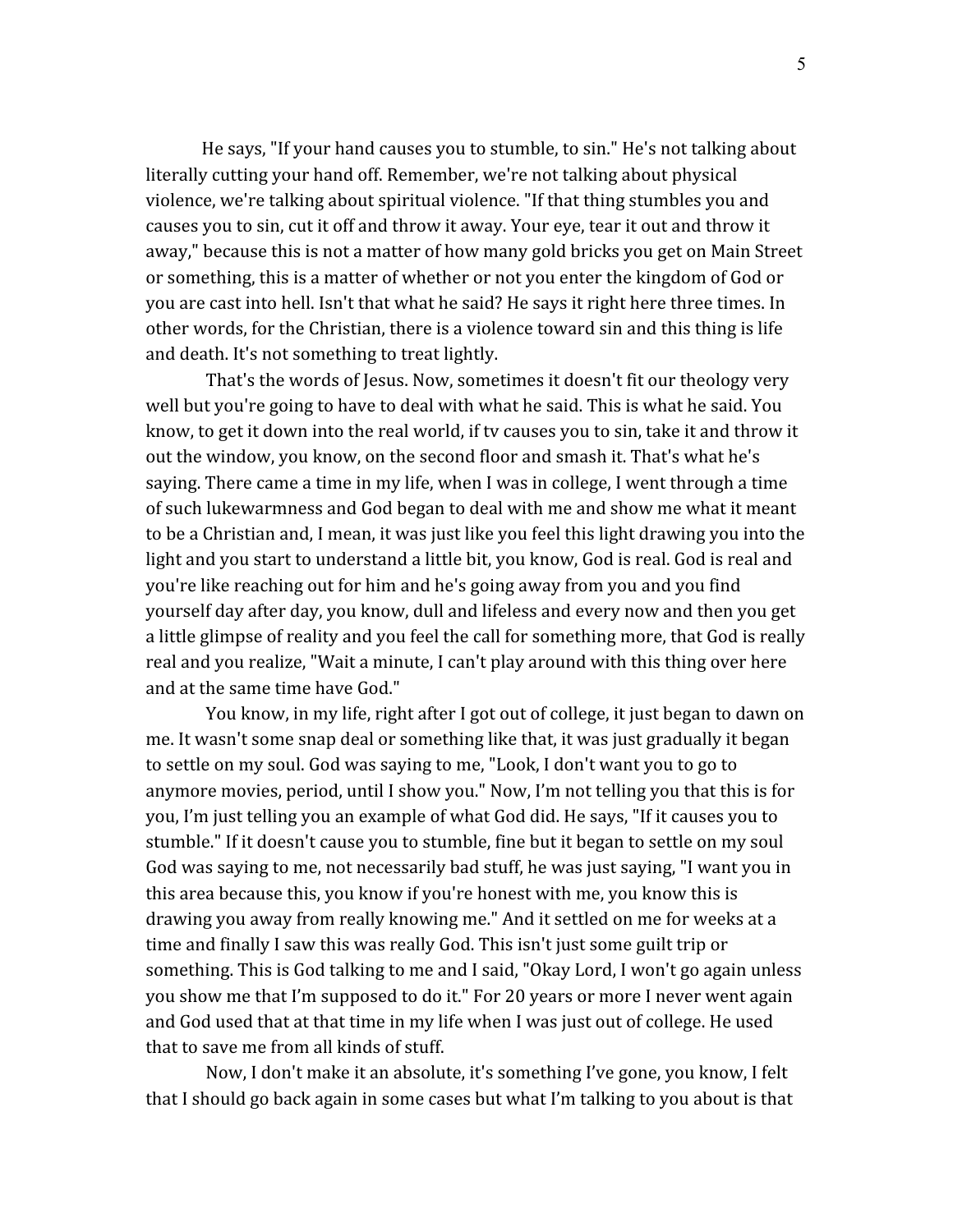He says, "If your hand causes you to stumble, to sin." He's not talking about literally cutting your hand off. Remember, we're not talking about physical violence, we're talking about spiritual violence. "If that thing stumbles you and causes you to sin, cut it off and throw it away. Your eye, tear it out and throw it away," because this is not a matter of how many gold bricks you get on Main Street or something, this is a matter of whether or not you enter the kingdom of God or you are cast into hell. Isn't that what he said? He says it right here three times. In other words, for the Christian, there is a violence toward sin and this thing is life and death. It's not something to treat lightly.

That's the words of Jesus. Now, sometimes it doesn't fit our theology very well but you're going to have to deal with what he said. This is what he said. You know, to get it down into the real world, if tv causes you to sin, take it and throw it out the window, you know, on the second floor and smash it. That's what he's saying. There came a time in my life, when I was in college, I went through a time of such lukewarmness and God began to deal with me and show me what it meant to be a Christian and, I mean, it was just like you feel this light drawing you into the light and you start to understand a little bit, you know, God is real. God is real and you're like reaching out for him and he's going away from you and you find yourself day after day, you know, dull and lifeless and every now and then you get a little glimpse of reality and you feel the call for something more, that God is really real and you realize, "Wait a minute, I can't play around with this thing over here and at the same time have God."

You know, in my life, right after I got out of college, it just began to dawn on me. It wasn't some snap deal or something like that, it was just gradually it began to settle on my soul. God was saying to me, "Look, I don't want you to go to anymore movies, period, until I show you." Now, I'm not telling you that this is for you, I'm just telling you an example of what God did. He says, "If it causes you to stumble." If it doesn't cause you to stumble, fine but it began to settle on my soul God was saying to me, not necessarily bad stuff, he was just saying, "I want you in this area because this, you know if you're honest with me, you know this is drawing you away from really knowing me." And it settled on me for weeks at a time and finally I saw this was really God. This isn't just some guilt trip or something. This is God talking to me and I said, "Okay Lord, I won't go again unless you show me that I'm supposed to do it." For 20 years or more I never went again and God used that at that time in my life when I was just out of college. He used that to save me from all kinds of stuff.

Now, I don't make it an absolute, it's something I've gone, you know, I felt that I should go back again in some cases but what I'm talking to you about is that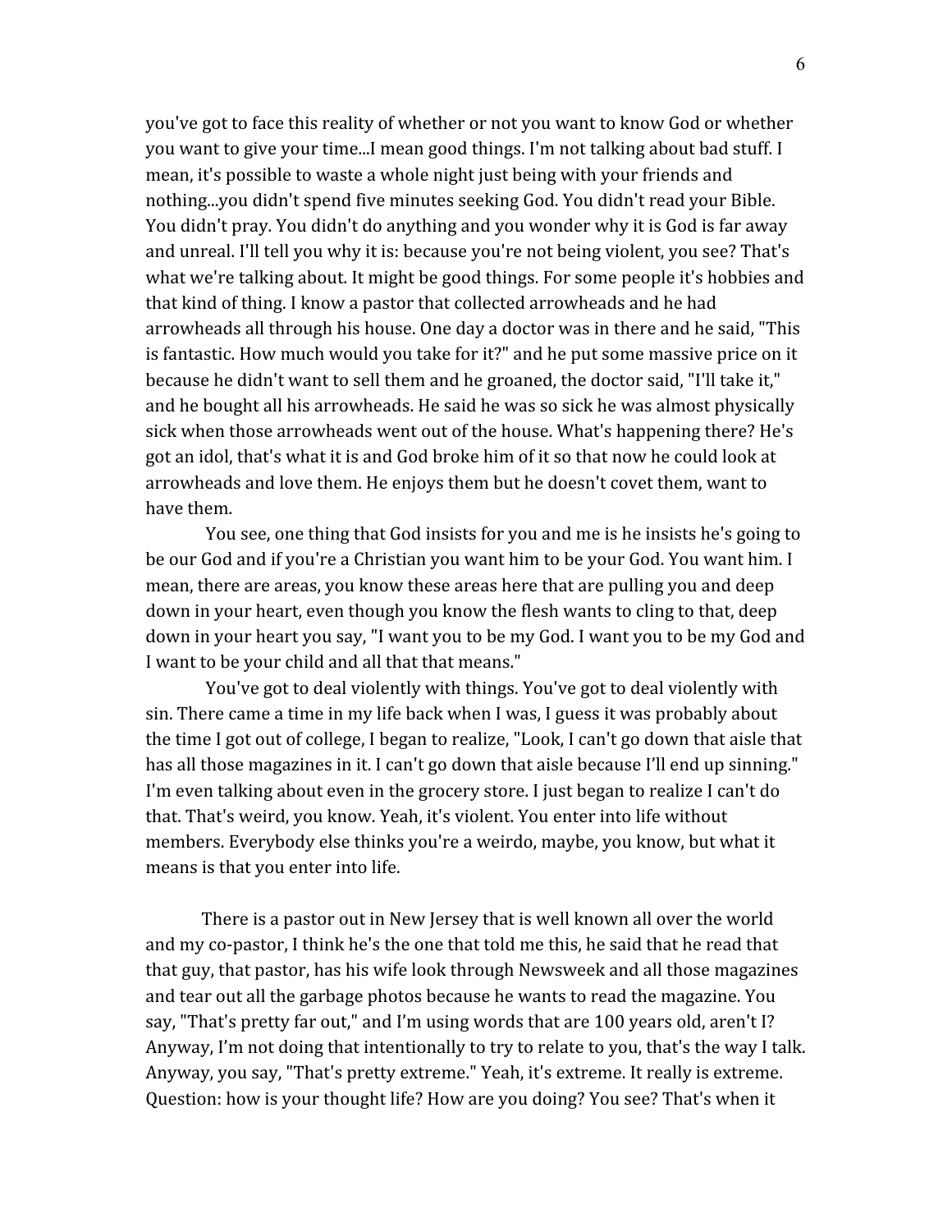you've got to face this reality of whether or not you want to know God or whether you want to give your time...I mean good things. I'm not talking about bad stuff. I mean, it's possible to waste a whole night just being with your friends and nothing...you didn't spend five minutes seeking God. You didn't read your Bible. You didn't pray. You didn't do anything and you wonder why it is God is far away and unreal. I'll tell you why it is: because you're not being violent, you see? That's what we're talking about. It might be good things. For some people it's hobbies and that kind of thing. I know a pastor that collected arrowheads and he had arrowheads all through his house. One day a doctor was in there and he said, "This is fantastic. How much would you take for it?" and he put some massive price on it because he didn't want to sell them and he groaned, the doctor said, "I'll take it," and he bought all his arrowheads. He said he was so sick he was almost physically sick when those arrowheads went out of the house. What's happening there? He's got an idol, that's what it is and God broke him of it so that now he could look at arrowheads and love them. He enjoys them but he doesn't covet them, want to have them.

You see, one thing that God insists for you and me is he insists he's going to be our God and if you're a Christian you want him to be your God. You want him. I mean, there are areas, you know these areas here that are pulling you and deep down in your heart, even though you know the flesh wants to cling to that, deep down in your heart you say, "I want you to be my God. I want you to be my God and I want to be your child and all that that means."

You've got to deal violently with things. You've got to deal violently with sin. There came a time in my life back when I was, I guess it was probably about the time I got out of college, I began to realize, "Look, I can't go down that aisle that has all those magazines in it. I can't go down that aisle because I'll end up sinning." I'm even talking about even in the grocery store. I just began to realize I can't do that. That's weird, you know. Yeah, it's violent. You enter into life without members. Everybody else thinks you're a weirdo, maybe, you know, but what it means is that you enter into life.

There is a pastor out in New Jersey that is well known all over the world and my co-pastor, I think he's the one that told me this, he said that he read that that guy, that pastor, has his wife look through Newsweek and all those magazines and tear out all the garbage photos because he wants to read the magazine. You say, "That's pretty far out," and I'm using words that are 100 years old, aren't I? Anyway, I'm not doing that intentionally to try to relate to you, that's the way I talk. Anyway, you say, "That's pretty extreme." Yeah, it's extreme. It really is extreme. Question: how is your thought life? How are you doing? You see? That's when it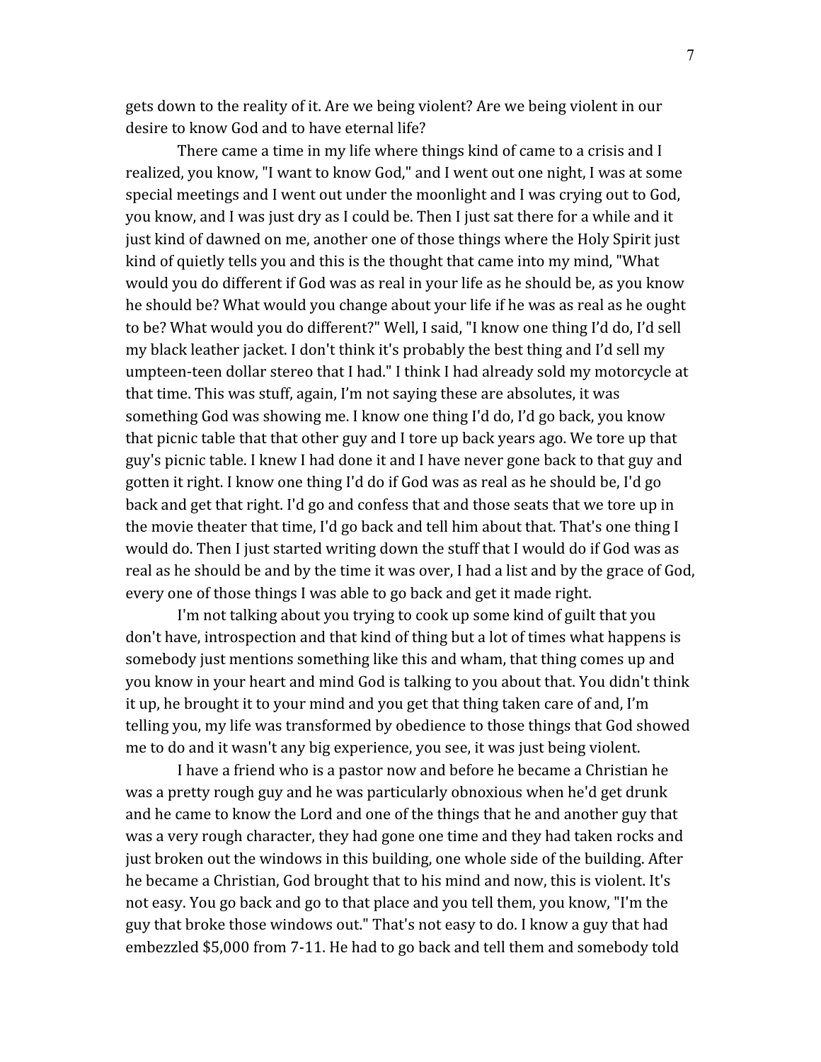gets down to the reality of it. Are we being violent? Are we being violent in our desire to know God and to have eternal life?

There came a time in my life where things kind of came to a crisis and I realized, you know, "I want to know God," and I went out one night, I was at some special meetings and I went out under the moonlight and I was crying out to God, you know, and I was just dry as I could be. Then I just sat there for a while and it just kind of dawned on me, another one of those things where the Holy Spirit just kind of quietly tells you and this is the thought that came into my mind, "What would you do different if God was as real in your life as he should be, as you know he should be? What would you change about your life if he was as real as he ought to be? What would you do different?" Well, I said, "I know one thing I'd do, I'd sell my black leather jacket. I don't think it's probably the best thing and I'd sell my umpteen-teen dollar stereo that I had." I think I had already sold my motorcycle at that time. This was stuff, again, I'm not saying these are absolutes, it was something God was showing me. I know one thing I'd do, I'd go back, you know that picnic table that that other guy and I tore up back years ago. We tore up that guy's picnic table. I knew I had done it and I have never gone back to that guy and gotten it right. I know one thing I'd do if God was as real as he should be, I'd go back and get that right. I'd go and confess that and those seats that we tore up in the movie theater that time, I'd go back and tell him about that. That's one thing I would do. Then I just started writing down the stuff that I would do if God was as real as he should be and by the time it was over, I had a list and by the grace of God, every one of those things I was able to go back and get it made right.

I'm not talking about you trying to cook up some kind of guilt that you don't have, introspection and that kind of thing but a lot of times what happens is somebody just mentions something like this and wham, that thing comes up and you know in your heart and mind God is talking to you about that. You didn't think it up, he brought it to your mind and you get that thing taken care of and, I'm telling you, my life was transformed by obedience to those things that God showed me to do and it wasn't any big experience, you see, it was just being violent.

I have a friend who is a pastor now and before he became a Christian he was a pretty rough guy and he was particularly obnoxious when he'd get drunk and he came to know the Lord and one of the things that he and another guy that was a very rough character, they had gone one time and they had taken rocks and just broken out the windows in this building, one whole side of the building. After he became a Christian, God brought that to his mind and now, this is violent. It's not easy. You go back and go to that place and you tell them, you know, "I'm the guy that broke those windows out." That's not easy to do. I know a guy that had embezzled $5,000 from 7-11. He had to go back and tell them and somebody told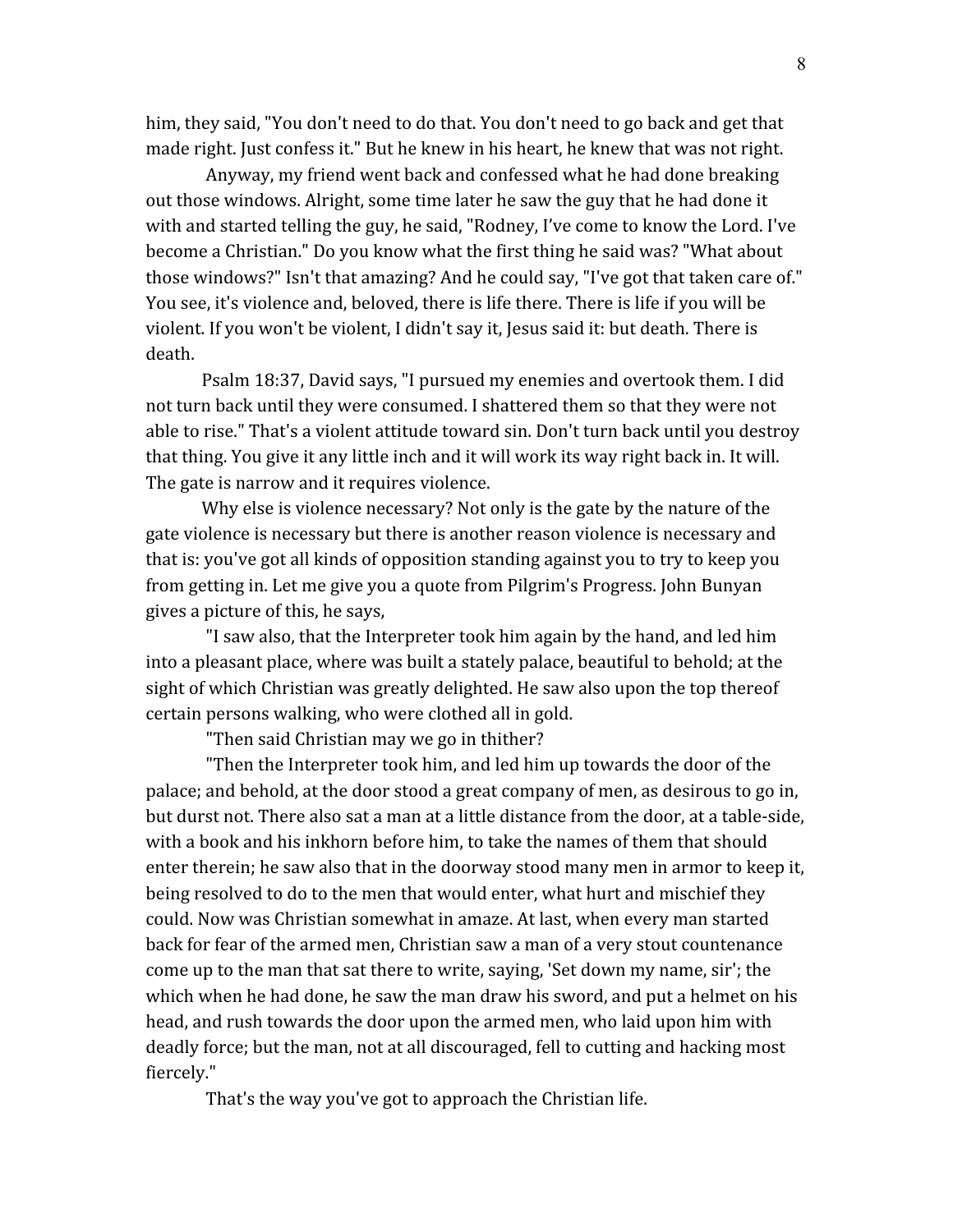him, they said, "You don't need to do that. You don't need to go back and get that made right. Just confess it." But he knew in his heart, he knew that was not right.

Anyway, my friend went back and confessed what he had done breaking out those windows. Alright, some time later he saw the guy that he had done it with and started telling the guy, he said, "Rodney, I've come to know the Lord. I've become a Christian." Do you know what the first thing he said was? "What about those windows?" Isn't that amazing? And he could say, "I've got that taken care of." You see, it's violence and, beloved, there is life there. There is life if you will be violent. If you won't be violent, I didn't say it, Jesus said it: but death. There is death.

Psalm 18:37, David says, "I pursued my enemies and overtook them. I did not turn back until they were consumed. I shattered them so that they were not able to rise." That's a violent attitude toward sin. Don't turn back until you destroy that thing. You give it any little inch and it will work its way right back in. It will. The gate is narrow and it requires violence.

Why else is violence necessary? Not only is the gate by the nature of the gate violence is necessary but there is another reason violence is necessary and that is: you've got all kinds of opposition standing against you to try to keep you from getting in. Let me give you a quote from Pilgrim's Progress. John Bunyan gives a picture of this, he says,

"I saw also, that the Interpreter took him again by the hand, and led him into a pleasant place, where was built a stately palace, beautiful to behold; at the sight of which Christian was greatly delighted. He saw also upon the top thereof certain persons walking, who were clothed all in gold.

"Then said Christian may we go in thither?

"Then the Interpreter took him, and led him up towards the door of the palace; and behold, at the door stood a great company of men, as desirous to go in, but durst not. There also sat a man at a little distance from the door, at a table-side, with a book and his inkhorn before him, to take the names of them that should enter therein; he saw also that in the doorway stood many men in armor to keep it, being resolved to do to the men that would enter, what hurt and mischief they could. Now was Christian somewhat in amaze. At last, when every man started back for fear of the armed men, Christian saw a man of a very stout countenance come up to the man that sat there to write, saying, 'Set down my name, sir'; the which when he had done, he saw the man draw his sword, and put a helmet on his head, and rush towards the door upon the armed men, who laid upon him with deadly force; but the man, not at all discouraged, fell to cutting and hacking most fiercely."

That's the way you've got to approach the Christian life.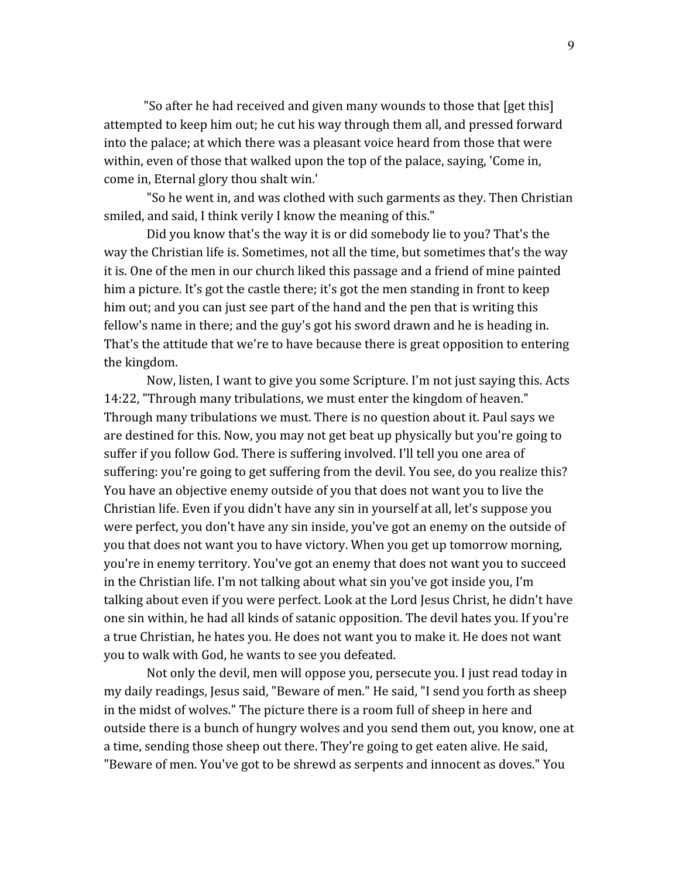"So after he had received and given many wounds to those that [get this] attempted to keep him out; he cut his way through them all, and pressed forward into the palace; at which there was a pleasant voice heard from those that were within, even of those that walked upon the top of the palace, saying, 'Come in, come in, Eternal glory thou shalt win.'

"So he went in, and was clothed with such garments as they. Then Christian smiled, and said, I think verily I know the meaning of this."

Did you know that's the way it is or did somebody lie to you? That's the way the Christian life is. Sometimes, not all the time, but sometimes that's the way it is. One of the men in our church liked this passage and a friend of mine painted him a picture. It's got the castle there; it's got the men standing in front to keep him out; and you can just see part of the hand and the pen that is writing this fellow's name in there; and the guy's got his sword drawn and he is heading in. That's the attitude that we're to have because there is great opposition to entering the kingdom.

Now, listen, I want to give you some Scripture. I'm not just saying this. Acts 14:22, "Through many tribulations, we must enter the kingdom of heaven." Through many tribulations we must. There is no question about it. Paul says we are destined for this. Now, you may not get beat up physically but you're going to suffer if you follow God. There is suffering involved. I'll tell you one area of suffering: you're going to get suffering from the devil. You see, do you realize this? You have an objective enemy outside of you that does not want you to live the Christian life. Even if you didn't have any sin in yourself at all, let's suppose you were perfect, you don't have any sin inside, you've got an enemy on the outside of you that does not want you to have victory. When you get up tomorrow morning, you're in enemy territory. You've got an enemy that does not want you to succeed in the Christian life. I'm not talking about what sin you've got inside you, I'm talking about even if you were perfect. Look at the Lord Jesus Christ, he didn't have one sin within, he had all kinds of satanic opposition. The devil hates you. If you're a true Christian, he hates you. He does not want you to make it. He does not want you to walk with God, he wants to see you defeated.

Not only the devil, men will oppose you, persecute you. I just read today in my daily readings, Jesus said, "Beware of men." He said, "I send you forth as sheep in the midst of wolves." The picture there is a room full of sheep in here and outside there is a bunch of hungry wolves and you send them out, you know, one at a time, sending those sheep out there. They're going to get eaten alive. He said, "Beware of men. You've got to be shrewd as serpents and innocent as doves." You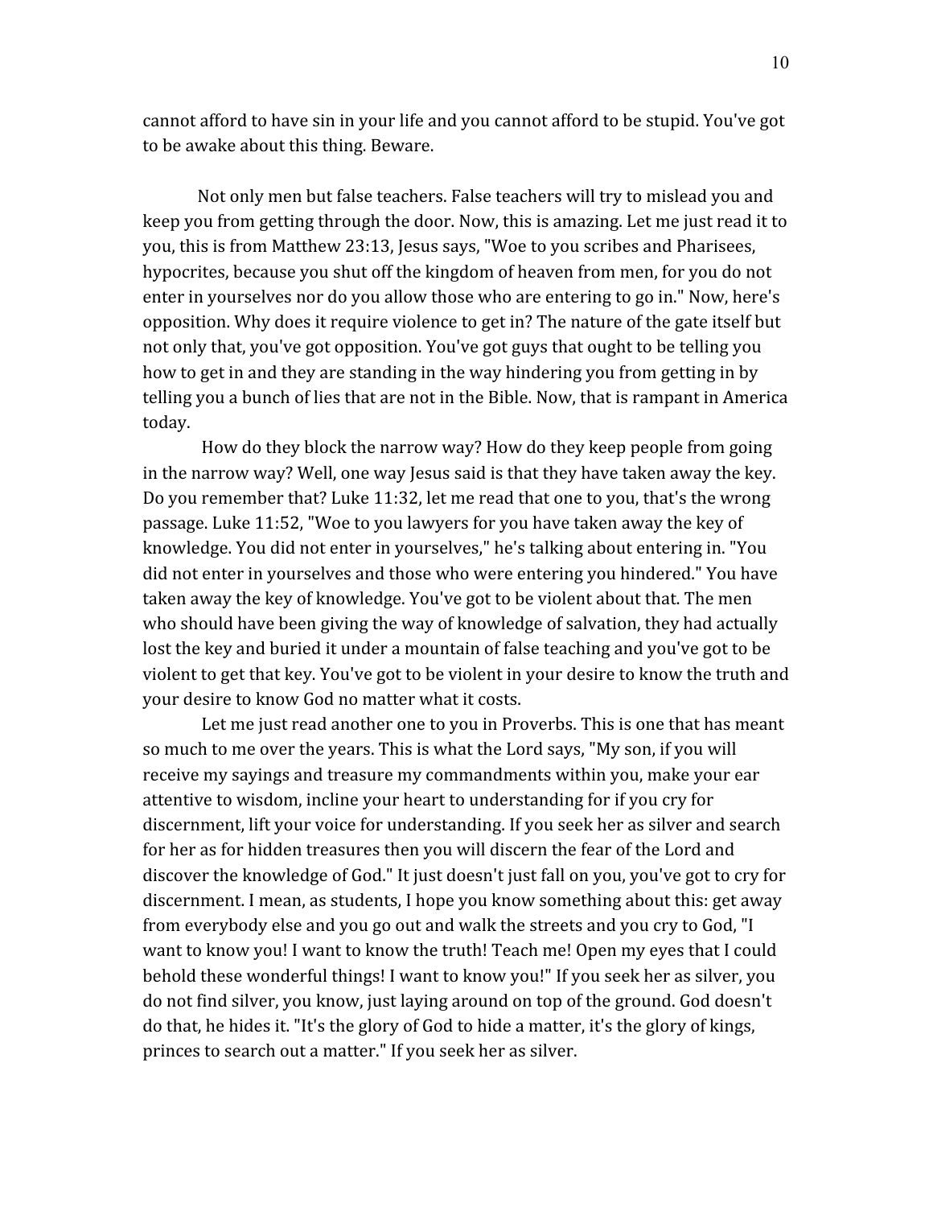cannot afford to have sin in your life and you cannot afford to be stupid. You've got to be awake about this thing. Beware.

Not only men but false teachers. False teachers will try to mislead you and keep you from getting through the door. Now, this is amazing. Let me just read it to you, this is from Matthew 23:13, Jesus says, "Woe to you scribes and Pharisees, hypocrites, because you shut off the kingdom of heaven from men, for you do not enter in yourselves nor do you allow those who are entering to go in." Now, here's opposition. Why does it require violence to get in? The nature of the gate itself but not only that, you've got opposition. You've got guys that ought to be telling you how to get in and they are standing in the way hindering you from getting in by telling you a bunch of lies that are not in the Bible. Now, that is rampant in America today.

How do they block the narrow way? How do they keep people from going in the narrow way? Well, one way Jesus said is that they have taken away the key. Do you remember that? Luke 11:32, let me read that one to you, that's the wrong passage. Luke 11:52, "Woe to you lawyers for you have taken away the key of knowledge. You did not enter in yourselves," he's talking about entering in. "You did not enter in yourselves and those who were entering you hindered." You have taken away the key of knowledge. You've got to be violent about that. The men who should have been giving the way of knowledge of salvation, they had actually lost the key and buried it under a mountain of false teaching and you've got to be violent to get that key. You've got to be violent in your desire to know the truth and your desire to know God no matter what it costs.

Let me just read another one to you in Proverbs. This is one that has meant so much to me over the years. This is what the Lord says, "My son, if you will receive my sayings and treasure my commandments within you, make your ear attentive to wisdom, incline your heart to understanding for if you cry for discernment, lift your voice for understanding. If you seek her as silver and search for her as for hidden treasures then you will discern the fear of the Lord and discover the knowledge of God." It just doesn't just fall on you, you've got to cry for discernment. I mean, as students, I hope you know something about this: get away from everybody else and you go out and walk the streets and you cry to God, "I want to know you! I want to know the truth! Teach me! Open my eyes that I could behold these wonderful things! I want to know you!" If you seek her as silver, you do not find silver, you know, just laying around on top of the ground. God doesn't do that, he hides it. "It's the glory of God to hide a matter, it's the glory of kings, princes to search out a matter." If you seek her as silver.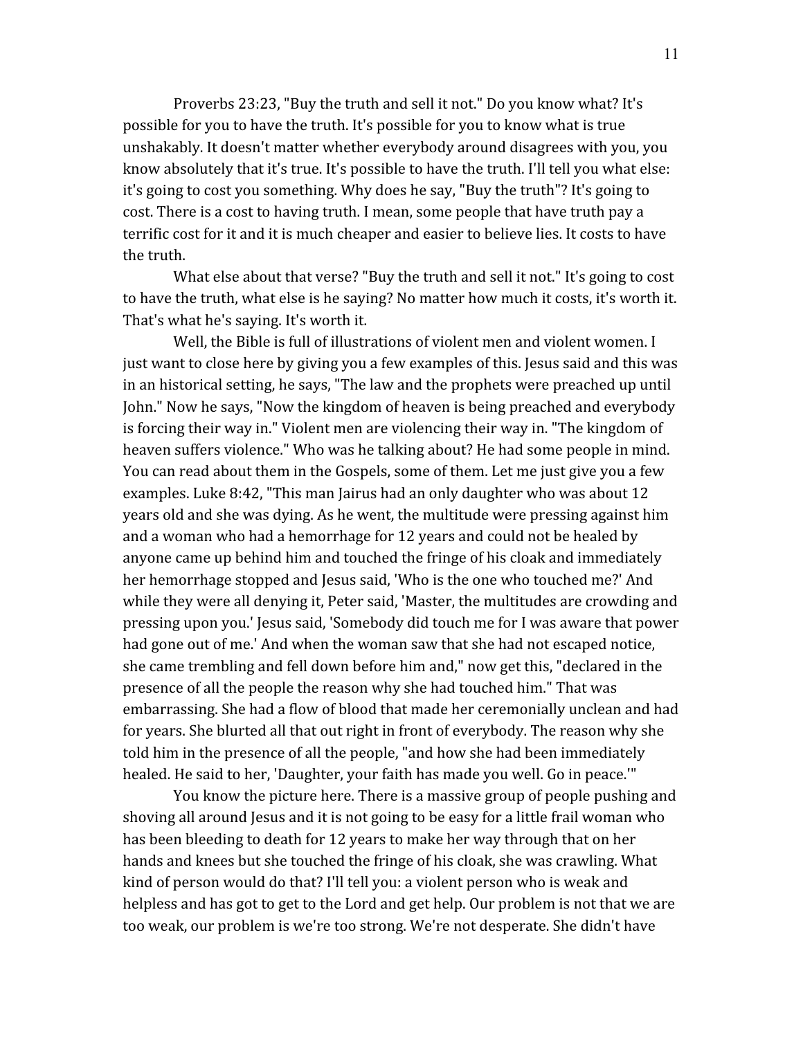Proverbs 23:23, "Buy the truth and sell it not." Do you know what? It's possible for you to have the truth. It's possible for you to know what is true unshakably. It doesn't matter whether everybody around disagrees with you, you know absolutely that it's true. It's possible to have the truth. I'll tell you what else: it's going to cost you something. Why does he say, "Buy the truth"? It's going to cost. There is a cost to having truth. I mean, some people that have truth pay a terrific cost for it and it is much cheaper and easier to believe lies. It costs to have the truth.

What else about that verse? "Buy the truth and sell it not." It's going to cost to have the truth, what else is he saying? No matter how much it costs, it's worth it. That's what he's saying. It's worth it.

Well, the Bible is full of illustrations of violent men and violent women. I just want to close here by giving you a few examples of this. Jesus said and this was in an historical setting, he says, "The law and the prophets were preached up until John." Now he says, "Now the kingdom of heaven is being preached and everybody is forcing their way in." Violent men are violencing their way in. "The kingdom of heaven suffers violence." Who was he talking about? He had some people in mind. You can read about them in the Gospels, some of them. Let me just give you a few examples. Luke 8:42, "This man Jairus had an only daughter who was about 12 years old and she was dying. As he went, the multitude were pressing against him and a woman who had a hemorrhage for 12 years and could not be healed by anyone came up behind him and touched the fringe of his cloak and immediately her hemorrhage stopped and Jesus said, 'Who is the one who touched me?' And while they were all denying it, Peter said, 'Master, the multitudes are crowding and pressing upon you.' Jesus said, 'Somebody did touch me for I was aware that power had gone out of me.' And when the woman saw that she had not escaped notice, she came trembling and fell down before him and," now get this, "declared in the presence of all the people the reason why she had touched him." That was embarrassing. She had a flow of blood that made her ceremonially unclean and had for years. She blurted all that out right in front of everybody. The reason why she told him in the presence of all the people, "and how she had been immediately healed. He said to her, 'Daughter, your faith has made you well. Go in peace.'"

You know the picture here. There is a massive group of people pushing and shoving all around Jesus and it is not going to be easy for a little frail woman who has been bleeding to death for 12 years to make her way through that on her hands and knees but she touched the fringe of his cloak, she was crawling. What kind of person would do that? I'll tell you: a violent person who is weak and helpless and has got to get to the Lord and get help. Our problem is not that we are too weak, our problem is we're too strong. We're not desperate. She didn't have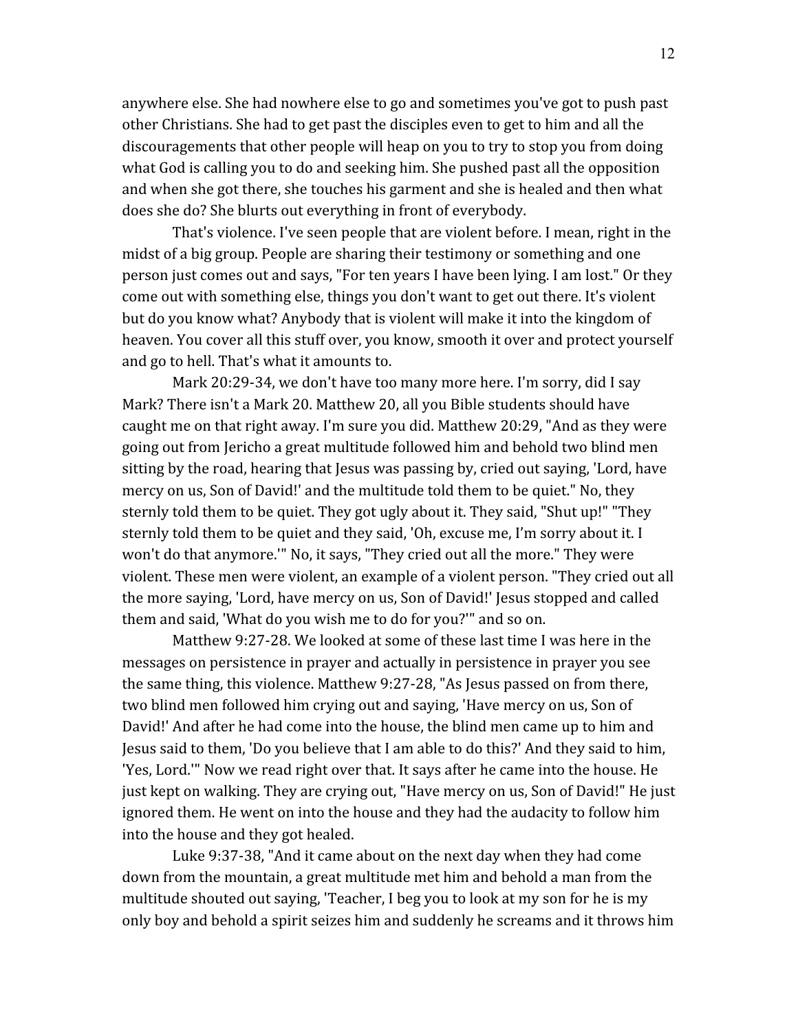anywhere else. She had nowhere else to go and sometimes you've got to push past other Christians. She had to get past the disciples even to get to him and all the discouragements that other people will heap on you to try to stop you from doing what God is calling you to do and seeking him. She pushed past all the opposition and when she got there, she touches his garment and she is healed and then what does she do? She blurts out everything in front of everybody.

That's violence. I've seen people that are violent before. I mean, right in the midst of a big group. People are sharing their testimony or something and one person just comes out and says, "For ten years I have been lying. I am lost." Or they come out with something else, things you don't want to get out there. It's violent but do you know what? Anybody that is violent will make it into the kingdom of heaven. You cover all this stuff over, you know, smooth it over and protect yourself and go to hell. That's what it amounts to.

Mark 20:29-34, we don't have too many more here. I'm sorry, did I say Mark? There isn't a Mark 20. Matthew 20, all you Bible students should have caught me on that right away. I'm sure you did. Matthew 20:29, "And as they were going out from Jericho a great multitude followed him and behold two blind men sitting by the road, hearing that Jesus was passing by, cried out saying, 'Lord, have mercy on us, Son of David!' and the multitude told them to be quiet." No, they sternly told them to be quiet. They got ugly about it. They said, "Shut up!" "They sternly told them to be quiet and they said, 'Oh, excuse me, I'm sorry about it. I won't do that anymore.'" No, it says, "They cried out all the more." They were violent. These men were violent, an example of a violent person. "They cried out all the more saying, 'Lord, have mercy on us, Son of David!' Jesus stopped and called them and said, 'What do you wish me to do for you?'" and so on.

Matthew 9:27-28. We looked at some of these last time I was here in the messages on persistence in prayer and actually in persistence in prayer you see the same thing, this violence. Matthew 9:27-28, "As Jesus passed on from there, two blind men followed him crying out and saying, 'Have mercy on us, Son of David!' And after he had come into the house, the blind men came up to him and Jesus said to them, 'Do you believe that I am able to do this?' And they said to him, 'Yes, Lord.'" Now we read right over that. It says after he came into the house. He just kept on walking. They are crying out, "Have mercy on us, Son of David!" He just ignored them. He went on into the house and they had the audacity to follow him into the house and they got healed.

Luke 9:37-38, "And it came about on the next day when they had come down from the mountain, a great multitude met him and behold a man from the multitude shouted out saying, 'Teacher, I beg you to look at my son for he is my only boy and behold a spirit seizes him and suddenly he screams and it throws him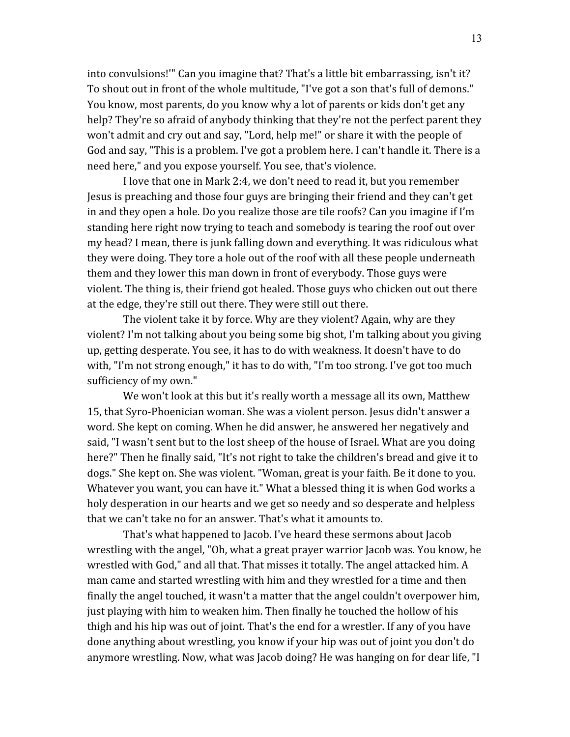into convulsions!'" Can you imagine that? That's a little bit embarrassing, isn't it? To shout out in front of the whole multitude, "I've got a son that's full of demons." You know, most parents, do you know why a lot of parents or kids don't get any help? They're so afraid of anybody thinking that they're not the perfect parent they won't admit and cry out and say, "Lord, help me!" or share it with the people of God and say, "This is a problem. I've got a problem here. I can't handle it. There is a need here," and you expose yourself. You see, that's violence.

I love that one in Mark 2:4, we don't need to read it, but you remember Jesus is preaching and those four guys are bringing their friend and they can't get in and they open a hole. Do you realize those are tile roofs? Can you imagine if I'm standing here right now trying to teach and somebody is tearing the roof out over my head? I mean, there is junk falling down and everything. It was ridiculous what they were doing. They tore a hole out of the roof with all these people underneath them and they lower this man down in front of everybody. Those guys were violent. The thing is, their friend got healed. Those guys who chicken out out there at the edge, they're still out there. They were still out there.

The violent take it by force. Why are they violent? Again, why are they violent? I'm not talking about you being some big shot, I'm talking about you giving up, getting desperate. You see, it has to do with weakness. It doesn't have to do with, "I'm not strong enough," it has to do with, "I'm too strong. I've got too much sufficiency of my own."

We won't look at this but it's really worth a message all its own, Matthew 15, that Syro-Phoenician woman. She was a violent person. Jesus didn't answer a word. She kept on coming. When he did answer, he answered her negatively and said, "I wasn't sent but to the lost sheep of the house of Israel. What are you doing here?" Then he finally said, "It's not right to take the children's bread and give it to dogs." She kept on. She was violent. "Woman, great is your faith. Be it done to you. Whatever you want, you can have it." What a blessed thing it is when God works a holy desperation in our hearts and we get so needy and so desperate and helpless that we can't take no for an answer. That's what it amounts to.

That's what happened to Jacob. I've heard these sermons about Jacob wrestling with the angel, "Oh, what a great prayer warrior Jacob was. You know, he wrestled with God," and all that. That misses it totally. The angel attacked him. A man came and started wrestling with him and they wrestled for a time and then finally the angel touched, it wasn't a matter that the angel couldn't overpower him, just playing with him to weaken him. Then finally he touched the hollow of his thigh and his hip was out of joint. That's the end for a wrestler. If any of you have done anything about wrestling, you know if your hip was out of joint you don't do anymore wrestling. Now, what was Jacob doing? He was hanging on for dear life, "I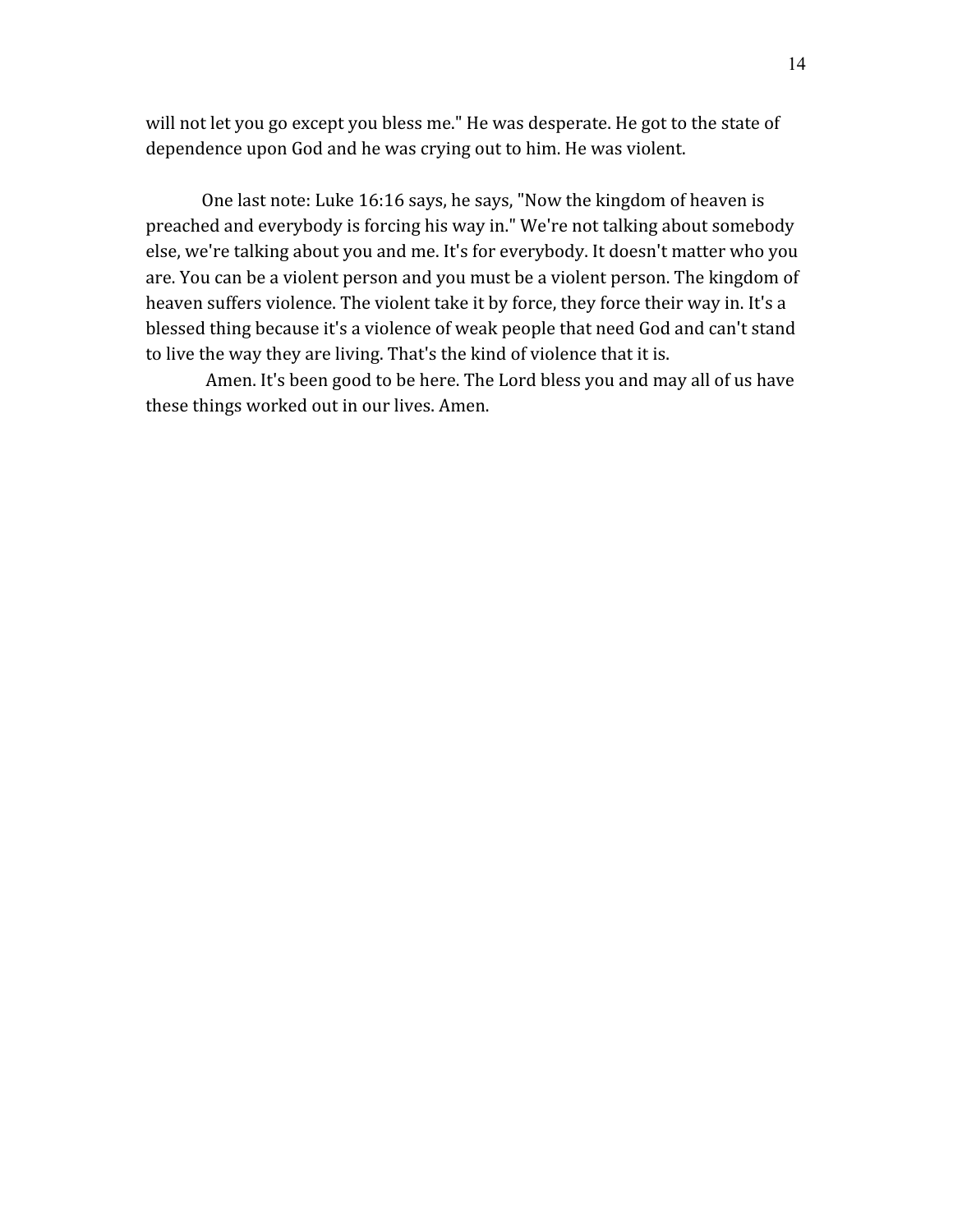will not let you go except you bless me." He was desperate. He got to the state of dependence upon God and he was crying out to him. He was violent.

One last note: Luke 16:16 says, he says, "Now the kingdom of heaven is preached and everybody is forcing his way in." We're not talking about somebody else, we're talking about you and me. It's for everybody. It doesn't matter who you are. You can be a violent person and you must be a violent person. The kingdom of heaven suffers violence. The violent take it by force, they force their way in. It's a blessed thing because it's a violence of weak people that need God and can't stand to live the way they are living. That's the kind of violence that it is.

Amen. It's been good to be here. The Lord bless you and may all of us have these things worked out in our lives. Amen.